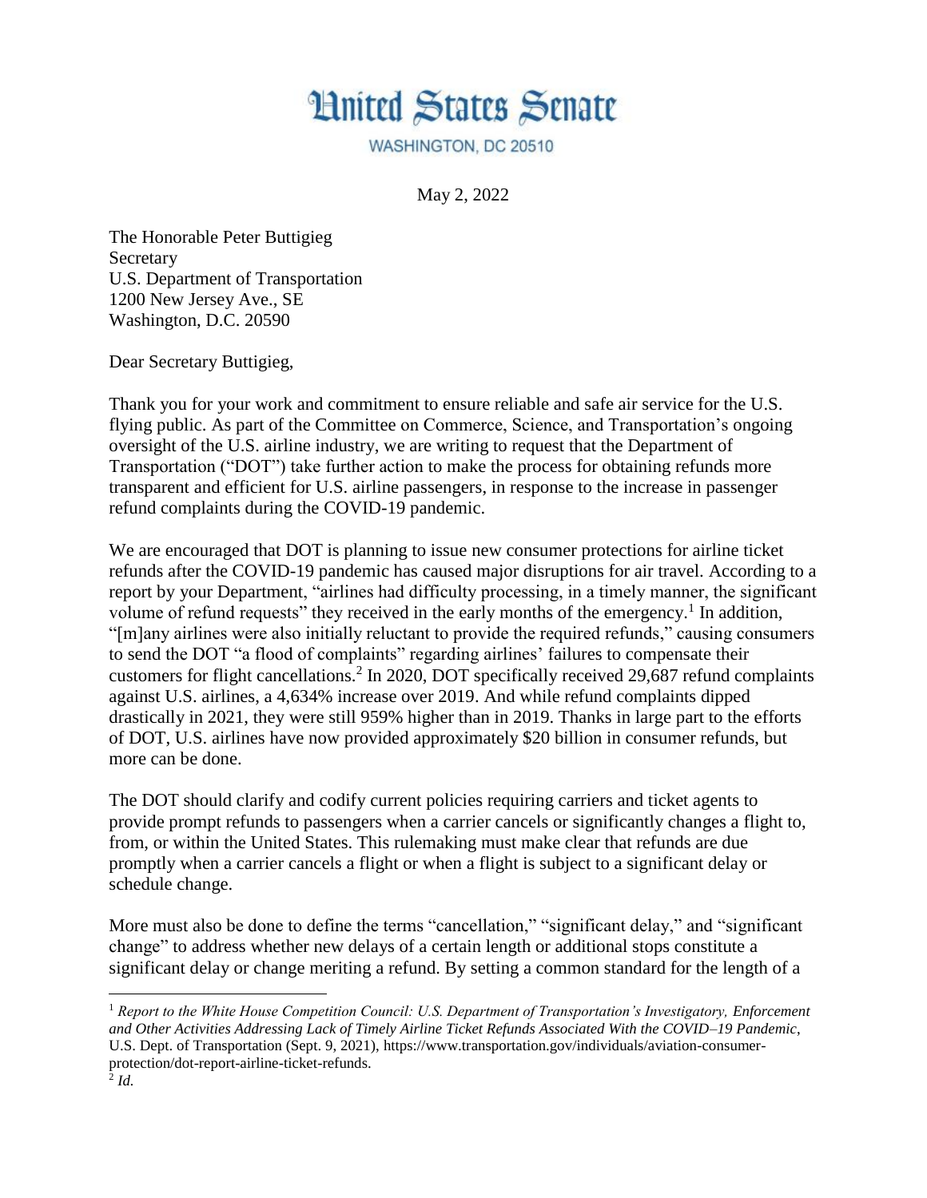# United States Senate

WASHINGTON, DC 20510

May 2, 2022

The Honorable Peter Buttigieg
Secretary
U.S. Department of Transportation
1200 New Jersey Ave., SE
Washington, D.C. 20590

Dear Secretary Buttigieg,

Thank you for your work and commitment to ensure reliable and safe air service for the U.S. flying public. As part of the Committee on Commerce, Science, and Transportation's ongoing oversight of the U.S. airline industry, we are writing to request that the Department of Transportation ("DOT") take further action to make the process for obtaining refunds more transparent and efficient for U.S. airline passengers, in response to the increase in passenger refund complaints during the COVID-19 pandemic.

We are encouraged that DOT is planning to issue new consumer protections for airline ticket refunds after the COVID-19 pandemic has caused major disruptions for air travel. According to a report by your Department, "airlines had difficulty processing, in a timely manner, the significant volume of refund requests" they received in the early months of the emergency.[1] In addition, "[m]any airlines were also initially reluctant to provide the required refunds," causing consumers to send the DOT "a flood of complaints" regarding airlines' failures to compensate their customers for flight cancellations.[2] In 2020, DOT specifically received 29,687 refund complaints against U.S. airlines, a 4,634% increase over 2019. And while refund complaints dipped drastically in 2021, they were still 959% higher than in 2019. Thanks in large part to the efforts of DOT, U.S. airlines have now provided approximately $20 billion in consumer refunds, but more can be done.

The DOT should clarify and codify current policies requiring carriers and ticket agents to provide prompt refunds to passengers when a carrier cancels or significantly changes a flight to, from, or within the United States. This rulemaking must make clear that refunds are due promptly when a carrier cancels a flight or when a flight is subject to a significant delay or schedule change.

More must also be done to define the terms "cancellation," "significant delay," and "significant change" to address whether new delays of a certain length or additional stops constitute a significant delay or change meriting a refund. By setting a common standard for the length of a

---

[1] *Report to the White House Competition Council: U.S. Department of Transportation's Investigatory, Enforcement and Other Activities Addressing Lack of Timely Airline Ticket Refunds Associated With the COVID–19 Pandemic*, U.S. Dept. of Transportation (Sept. 9, 2021), https://www.transportation.gov/individuals/aviation-consumer-protection/dot-report-airline-ticket-refunds.

[2] *Id.*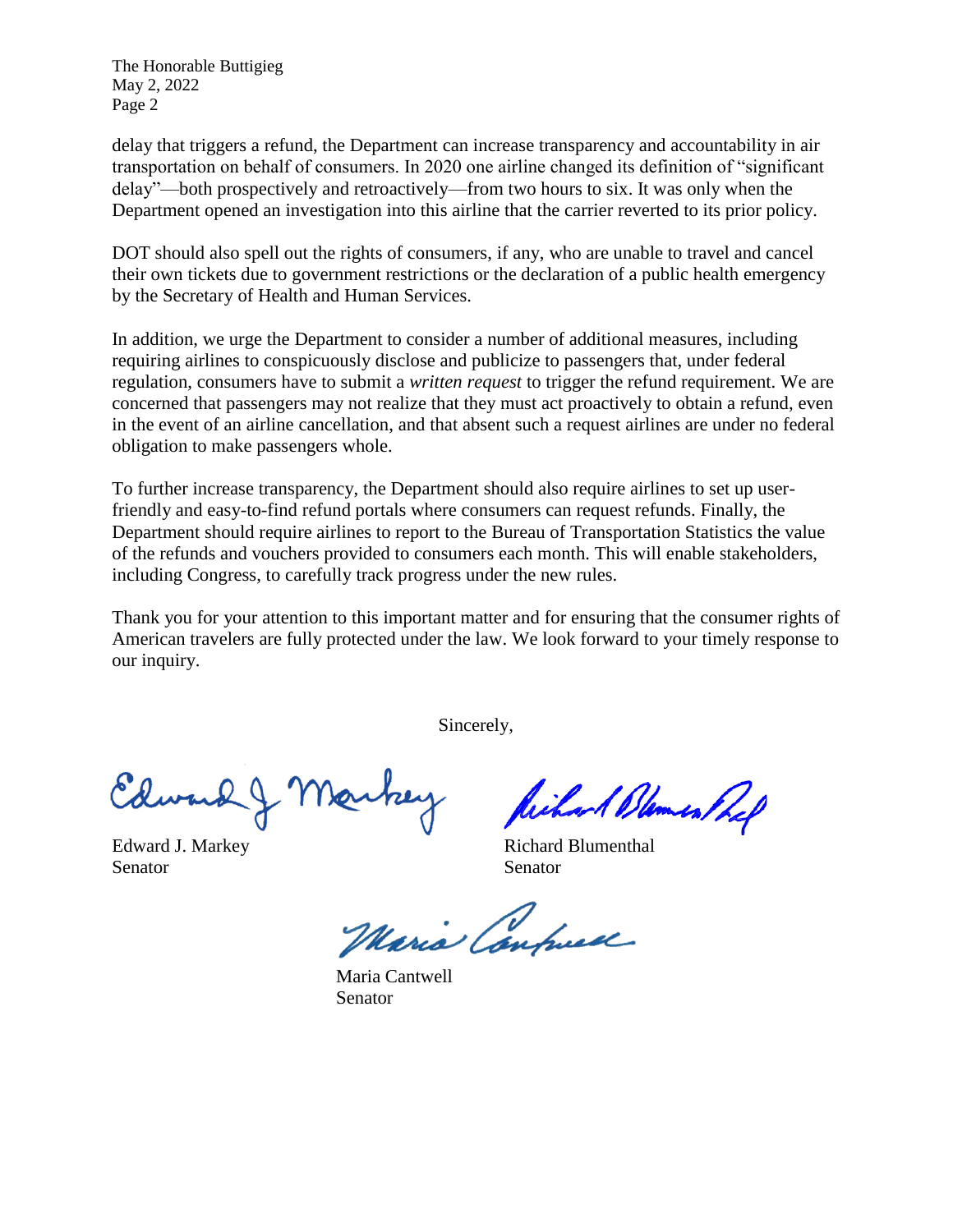delay that triggers a refund, the Department can increase transparency and accountability in air transportation on behalf of consumers. In 2020 one airline changed its definition of "significant delay"—both prospectively and retroactively—from two hours to six. It was only when the Department opened an investigation into this airline that the carrier reverted to its prior policy.

DOT should also spell out the rights of consumers, if any, who are unable to travel and cancel their own tickets due to government restrictions or the declaration of a public health emergency by the Secretary of Health and Human Services.

In addition, we urge the Department to consider a number of additional measures, including requiring airlines to conspicuously disclose and publicize to passengers that, under federal regulation, consumers have to submit a *written request* to trigger the refund requirement. We are concerned that passengers may not realize that they must act proactively to obtain a refund, even in the event of an airline cancellation, and that absent such a request airlines are under no federal obligation to make passengers whole.

To further increase transparency, the Department should also require airlines to set up user-friendly and easy-to-find refund portals where consumers can request refunds. Finally, the Department should require airlines to report to the Bureau of Transportation Statistics the value of the refunds and vouchers provided to consumers each month. This will enable stakeholders, including Congress, to carefully track progress under the new rules.

Thank you for your attention to this important matter and for ensuring that the consumer rights of American travelers are fully protected under the law. We look forward to your timely response to our inquiry.

Sincerely,

Edward J. Markey
Senator

Richard Blumenthal
Senator

Maria Cantwell
Senator